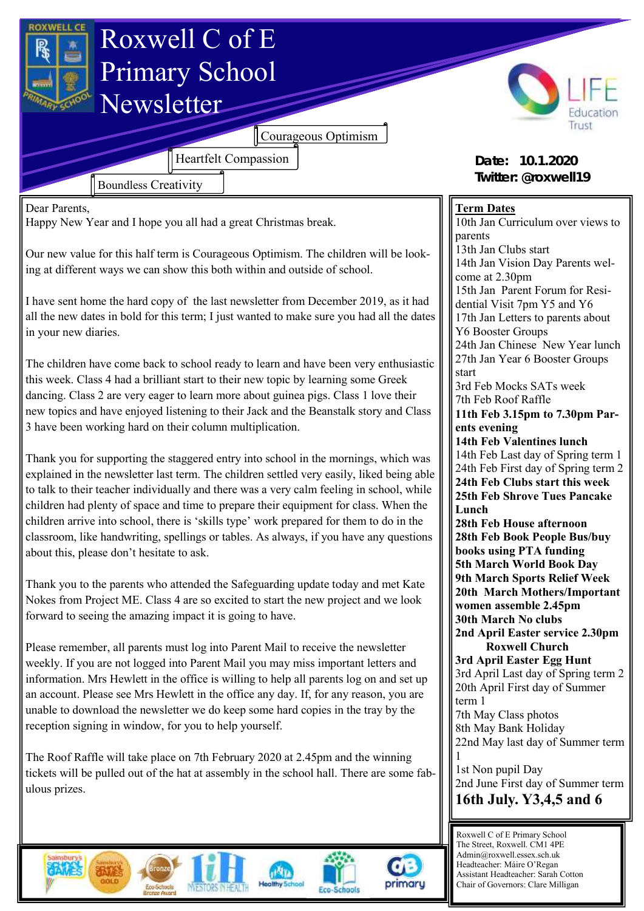# Roxwell C of E Primary School Newsletter

Courageous Optimism

Heartfelt Compassion

Boundless Creativity

**Date: 10.1.2020**
**Twitter: @roxwell19**

Dear Parents,
Happy New Year and I hope you all had a great Christmas break.

Our new value for this half term is Courageous Optimism. The children will be looking at different ways we can show this both within and outside of school.

I have sent home the hard copy of the last newsletter from December 2019, as it had all the new dates in bold for this term; I just wanted to make sure you had all the dates in your new diaries.

The children have come back to school ready to learn and have been very enthusiastic this week. Class 4 had a brilliant start to their new topic by learning some Greek dancing. Class 2 are very eager to learn more about guinea pigs. Class 1 love their new topics and have enjoyed listening to their Jack and the Beanstalk story and Class 3 have been working hard on their column multiplication.

Thank you for supporting the staggered entry into school in the mornings, which was explained in the newsletter last term. The children settled very easily, liked being able to talk to their teacher individually and there was a very calm feeling in school, while children had plenty of space and time to prepare their equipment for class. When the children arrive into school, there is 'skills type' work prepared for them to do in the classroom, like handwriting, spellings or tables. As always, if you have any questions about this, please don't hesitate to ask.

Thank you to the parents who attended the Safeguarding update today and met Kate Nokes from Project ME. Class 4 are so excited to start the new project and we look forward to seeing the amazing impact it is going to have.

Please remember, all parents must log into Parent Mail to receive the newsletter weekly. If you are not logged into Parent Mail you may miss important letters and information. Mrs Hewlett in the office is willing to help all parents log on and set up an account. Please see Mrs Hewlett in the office any day. If, for any reason, you are unable to download the newsletter we do keep some hard copies in the tray by the reception signing in window, for you to help yourself.

The Roof Raffle will take place on 7th February 2020 at 2.45pm and the winning tickets will be pulled out of the hat at assembly in the school hall. There are some fabulous prizes.

## Term Dates

10th Jan Curriculum over views to parents
13th Jan Clubs start
14th Jan Vision Day Parents welcome at 2.30pm
15th Jan Parent Forum for Residential Visit 7pm Y5 and Y6
17th Jan Letters to parents about Y6 Booster Groups
24th Jan Chinese New Year lunch
27th Jan Year 6 Booster Groups start
3rd Feb Mocks SATs week
7th Feb Roof Raffle
**11th Feb 3.15pm to 7.30pm Parents evening**
**14th Feb Valentines lunch**
14th Feb Last day of Spring term 1
24th Feb First day of Spring term 2
**24th Feb Clubs start this week**
**25th Feb Shrove Tues Pancake Lunch**
**28th Feb House afternoon**
**28th Feb Book People Bus/buy books using PTA funding**
**5th March World Book Day**
**9th March Sports Relief Week**
**20th March Mothers/Important women assemble 2.45pm**
**30th March No clubs**
**2nd April Easter service 2.30pm Roxwell Church**
**3rd April Easter Egg Hunt**
3rd April Last day of Spring term 2
20th April First day of Summer term 1
7th May Class photos
8th May Bank Holiday
22nd May last day of Summer term 1
1st Non pupil Day
2nd June First day of Summer term
**16th July. Y3,4,5 and 6**

Roxwell C of E Primary School
The Street, Roxwell. CM1 4PE
Admin@roxwell.essex.sch.uk
Headteacher: Máire O'Regan
Assistant Headteacher: Sarah Cotton
Chair of Governors: Clare Milligan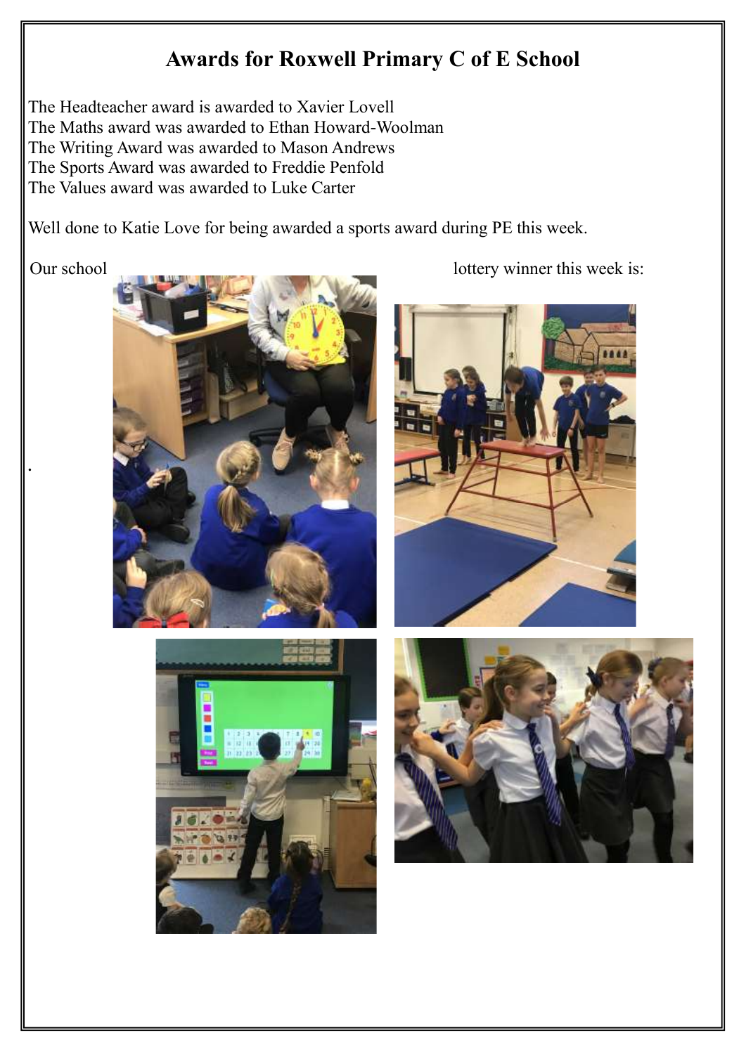# Awards for Roxwell Primary C of E School

The Headteacher award is awarded to Xavier Lovell
The Maths award was awarded to Ethan Howard-Woolman
The Writing Award was awarded to Mason Andrews
The Sports Award was awarded to Freddie Penfold
The Values award was awarded to Luke Carter

Well done to Katie Love for being awarded a sports award during PE this week.

Our school lottery winner this week is:

.